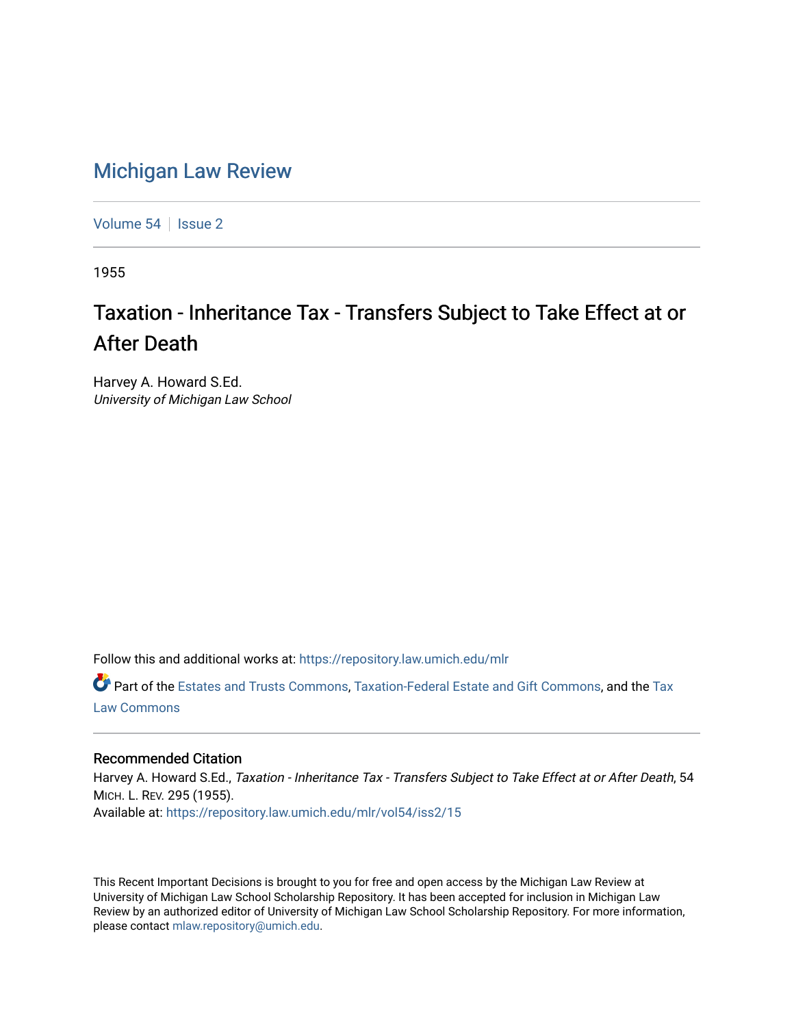# Michigan Law Review

Volume 54 | Issue 2

1955

## Taxation - Inheritance Tax - Transfers Subject to Take Effect at or After Death

Harvey A. Howard S.Ed.
*University of Michigan Law School*

Follow this and additional works at: https://repository.law.umich.edu/mlr

Part of the Estates and Trusts Commons, Taxation-Federal Estate and Gift Commons, and the Tax Law Commons

### Recommended Citation

Harvey A. Howard S.Ed., *Taxation - Inheritance Tax - Transfers Subject to Take Effect at or After Death*, 54 MICH. L. REV. 295 (1955).
Available at: https://repository.law.umich.edu/mlr/vol54/iss2/15

This Recent Important Decisions is brought to you for free and open access by the Michigan Law Review at University of Michigan Law School Scholarship Repository. It has been accepted for inclusion in Michigan Law Review by an authorized editor of University of Michigan Law School Scholarship Repository. For more information, please contact mlaw.repository@umich.edu.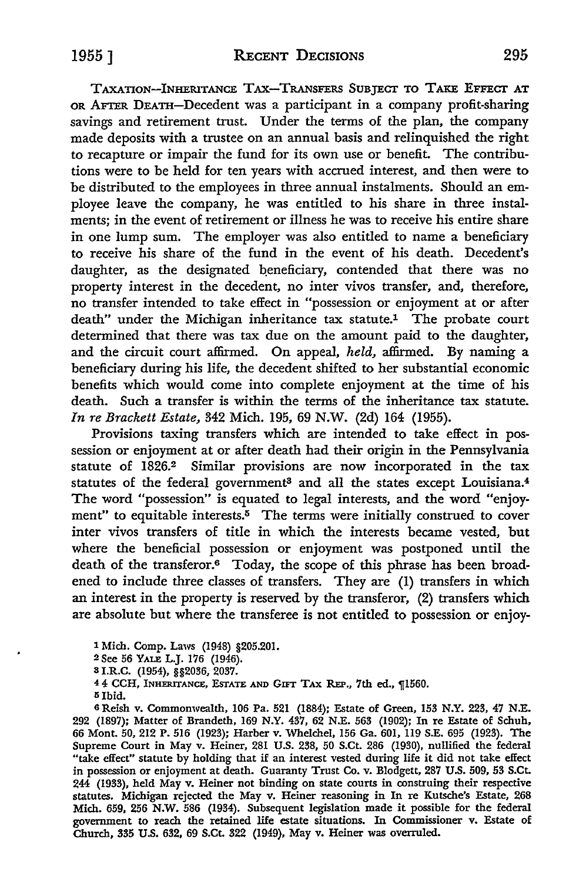TAXATION—INHERITANCE TAX—TRANSFERS SUBJECT TO TAKE EFFECT AT OR AFTER DEATH—Decedent was a participant in a company profit-sharing savings and retirement trust. Under the terms of the plan, the company made deposits with a trustee on an annual basis and relinquished the right to recapture or impair the fund for its own use or benefit. The contributions were to be held for ten years with accrued interest, and then were to be distributed to the employees in three annual instalments. Should an employee leave the company, he was entitled to his share in three instalments; in the event of retirement or illness he was to receive his entire share in one lump sum. The employer was also entitled to name a beneficiary to receive his share of the fund in the event of his death. Decedent's daughter, as the designated beneficiary, contended that there was no property interest in the decedent, no inter vivos transfer, and, therefore, no transfer intended to take effect in "possession or enjoyment at or after death" under the Michigan inheritance tax statute.[1] The probate court determined that there was tax due on the amount paid to the daughter, and the circuit court affirmed. On appeal, *held,* affirmed. By naming a beneficiary during his life, the decedent shifted to her substantial economic benefits which would come into complete enjoyment at the time of his death. Such a transfer is within the terms of the inheritance tax statute. *In re Brackett Estate,* 342 Mich. 195, 69 N.W. (2d) 164 (1955).

Provisions taxing transfers which are intended to take effect in possession or enjoyment at or after death had their origin in the Pennsylvania statute of 1826.[2] Similar provisions are now incorporated in the tax statutes of the federal government[3] and all the states except Louisiana.[4] The word "possession" is equated to legal interests, and the word "enjoyment" to equitable interests.[5] The terms were initially construed to cover inter vivos transfers of title in which the interests became vested, but where the beneficial possession or enjoyment was postponed until the death of the transferor.[6] Today, the scope of this phrase has been broadened to include three classes of transfers. They are (1) transfers in which an interest in the property is reserved by the transferor, (2) transfers which are absolute but where the transferee is not entitled to possession or enjoy-

[1] Mich. Comp. Laws (1948) §205.201.

[2] See 56 YALE L.J. 176 (1946).

[3] I.R.C. (1954), §§2036, 2037.

[4] 4 CCH, INHERITANCE, ESTATE AND GIFT TAX REP., 7th ed., ¶1560.

[5] Ibid.

[6] Reish v. Commonwealth, 106 Pa. 521 (1884); Estate of Green, 153 N.Y. 223, 47 N.E. 292 (1897); Matter of Brandeth, 169 N.Y. 437, 62 N.E. 563 (1902); In re Estate of Schuh, 66 Mont. 50, 212 P. 516 (1923); Harber v. Whelchel, 156 Ga. 601, 119 S.E. 695 (1923). The Supreme Court in May v. Heiner, 281 U.S. 238, 50 S.Ct. 286 (1930), nullified the federal "take effect" statute by holding that if an interest vested during life it did not take effect in possession or enjoyment at death. Guaranty Trust Co. v. Blodgett, 287 U.S. 509, 53 S.Ct. 244 (1933), held May v. Heiner not binding on state courts in construing their respective statutes. Michigan rejected the May v. Heiner reasoning in In re Kutsche's Estate, 268 Mich. 659, 256 N.W. 586 (1934). Subsequent legislation made it possible for the federal government to reach the retained life estate situations. In Commissioner v. Estate of Church, 335 U.S. 632, 69 S.Ct. 322 (1949), May v. Heiner was overruled.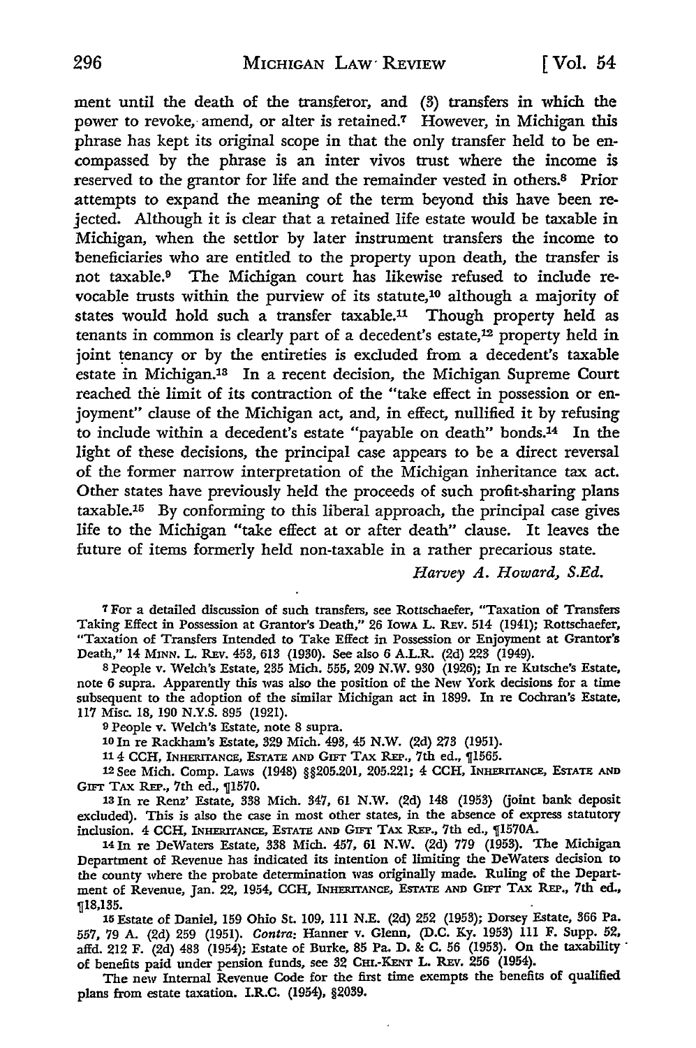ment until the death of the transferor, and (3) transfers in which the power to revoke, amend, or alter is retained.[7] However, in Michigan this phrase has kept its original scope in that the only transfer held to be encompassed by the phrase is an inter vivos trust where the income is reserved to the grantor for life and the remainder vested in others.[8] Prior attempts to expand the meaning of the term beyond this have been rejected. Although it is clear that a retained life estate would be taxable in Michigan, when the settlor by later instrument transfers the income to beneficiaries who are entitled to the property upon death, the transfer is not taxable.[9] The Michigan court has likewise refused to include revocable trusts within the purview of its statute,[10] although a majority of states would hold such a transfer taxable.[11] Though property held as tenants in common is clearly part of a decedent's estate,[12] property held in joint tenancy or by the entireties is excluded from a decedent's taxable estate in Michigan.[13] In a recent decision, the Michigan Supreme Court reached the limit of its contraction of the "take effect in possession or enjoyment" clause of the Michigan act, and, in effect, nullified it by refusing to include within a decedent's estate "payable on death" bonds.[14] In the light of these decisions, the principal case appears to be a direct reversal of the former narrow interpretation of the Michigan inheritance tax act. Other states have previously held the proceeds of such profit-sharing plans taxable.[15] By conforming to this liberal approach, the principal case gives life to the Michigan "take effect at or after death" clause. It leaves the future of items formerly held non-taxable in a rather precarious state.

*Harvey A. Howard, S.Ed.*

---

[7] For a detailed discussion of such transfers, see Rottschaefer, "Taxation of Transfers Taking Effect in Possession at Grantor's Death," 26 IOWA L. REV. 514 (1941); Rottschaefer, "Taxation of Transfers Intended to Take Effect in Possession or Enjoyment at Grantor's Death," 14 MINN. L. REV. 453, 613 (1930). See also 6 A.L.R. (2d) 223 (1949).

[8] People v. Welch's Estate, 235 Mich. 555, 209 N.W. 930 (1926); In re Kutsche's Estate, note 6 supra. Apparently this was also the position of the New York decisions for a time subsequent to the adoption of the similar Michigan act in 1899. In re Cochran's Estate, 117 Misc. 18, 190 N.Y.S. 895 (1921).

[9] People v. Welch's Estate, note 8 supra.

[10] In re Rackham's Estate, 329 Mich. 493, 45 N.W. (2d) 273 (1951).

[11] 4 CCH, INHERITANCE, ESTATE AND GIFT TAX REP., 7th ed., ¶1565.

[12] See Mich. Comp. Laws (1948) §§205.201, 205.221; 4 CCH, INHERITANCE, ESTATE AND GIFT TAX REP., 7th ed., ¶1570.

[13] In re Renz' Estate, 338 Mich. 347, 61 N.W. (2d) 148 (1953) (joint bank deposit excluded). This is also the case in most other states, in the absence of express statutory inclusion. 4 CCH, INHERITANCE, ESTATE AND GIFT TAX REP., 7th ed., ¶1570A.

[14] In re DeWaters Estate, 338 Mich. 457, 61 N.W. (2d) 779 (1953). The Michigan Department of Revenue has indicated its intention of limiting the DeWaters decision to the county where the probate determination was originally made. Ruling of the Department of Revenue, Jan. 22, 1954, CCH, INHERITANCE, ESTATE AND GIFT TAX REP., 7th ed., ¶18,135.

[15] Estate of Daniel, 159 Ohio St. 109, 111 N.E. (2d) 252 (1953); Dorsey Estate, 366 Pa. 557, 79 A. (2d) 259 (1951). *Contra:* Hanner v. Glenn, (D.C. Ky. 1953) 111 F. Supp. 52, affd. 212 F. (2d) 483 (1954); Estate of Burke, 85 Pa. D. & C. 56 (1953). On the taxability of benefits paid under pension funds, see 32 CHI.-KENT L. REV. 256 (1954).

The new Internal Revenue Code for the first time exempts the benefits of qualified plans from estate taxation. I.R.C. (1954), §2039.